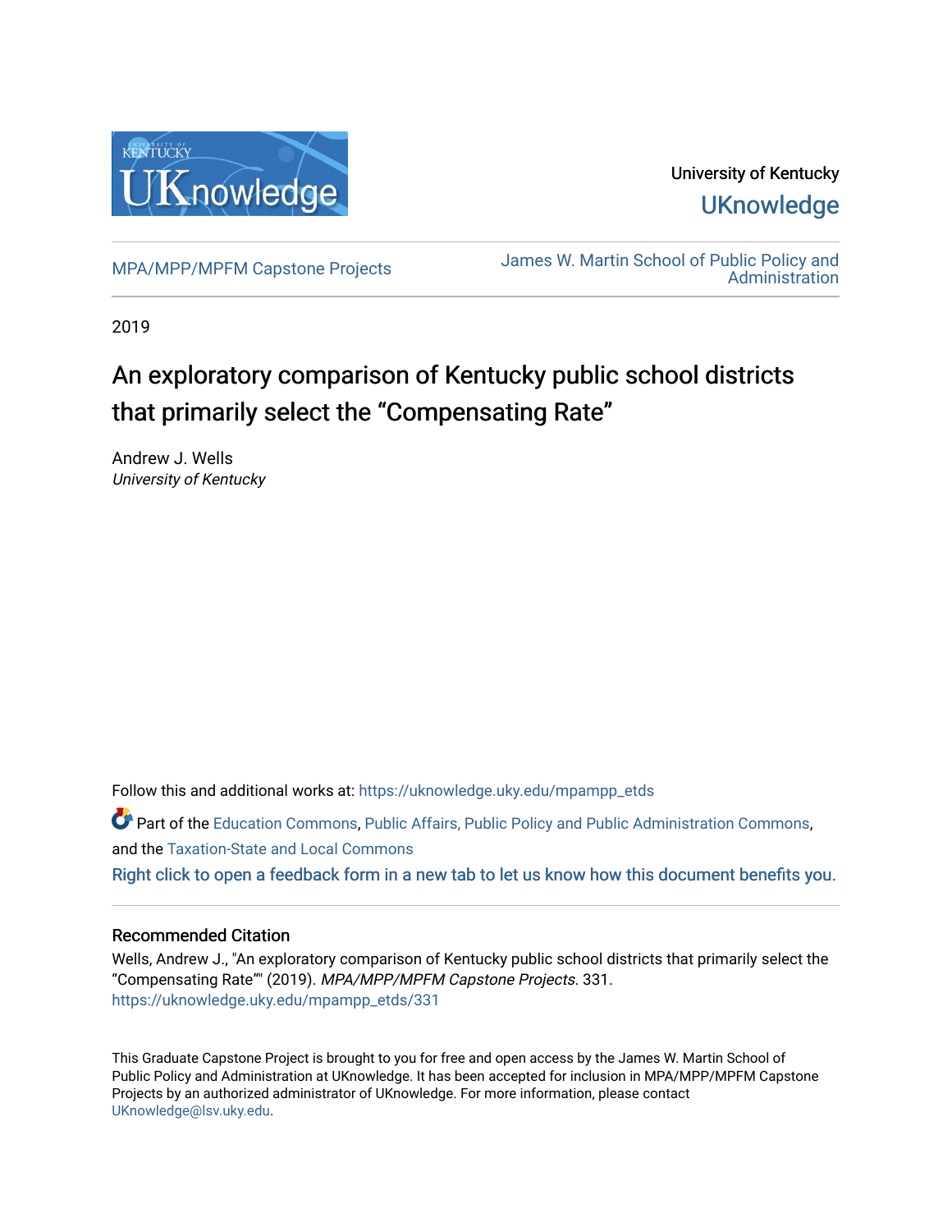University of Kentucky

UKnowledge

MPA/MPP/MPFM Capstone Projects

James W. Martin School of Public Policy and Administration

2019

# An exploratory comparison of Kentucky public school districts that primarily select the “Compensating Rate”

Andrew J. Wells
*University of Kentucky*

Follow this and additional works at: https://uknowledge.uky.edu/mpampp_etds

Part of the Education Commons, Public Affairs, Public Policy and Public Administration Commons, and the Taxation-State and Local Commons

Right click to open a feedback form in a new tab to let us know how this document benefits you.

## Recommended Citation

Wells, Andrew J., "An exploratory comparison of Kentucky public school districts that primarily select the “Compensating Rate”" (2019). *MPA/MPP/MPFM Capstone Projects*. 331.
https://uknowledge.uky.edu/mpampp_etds/331

This Graduate Capstone Project is brought to you for free and open access by the James W. Martin School of Public Policy and Administration at UKnowledge. It has been accepted for inclusion in MPA/MPP/MPFM Capstone Projects by an authorized administrator of UKnowledge. For more information, please contact UKnowledge@lsv.uky.edu.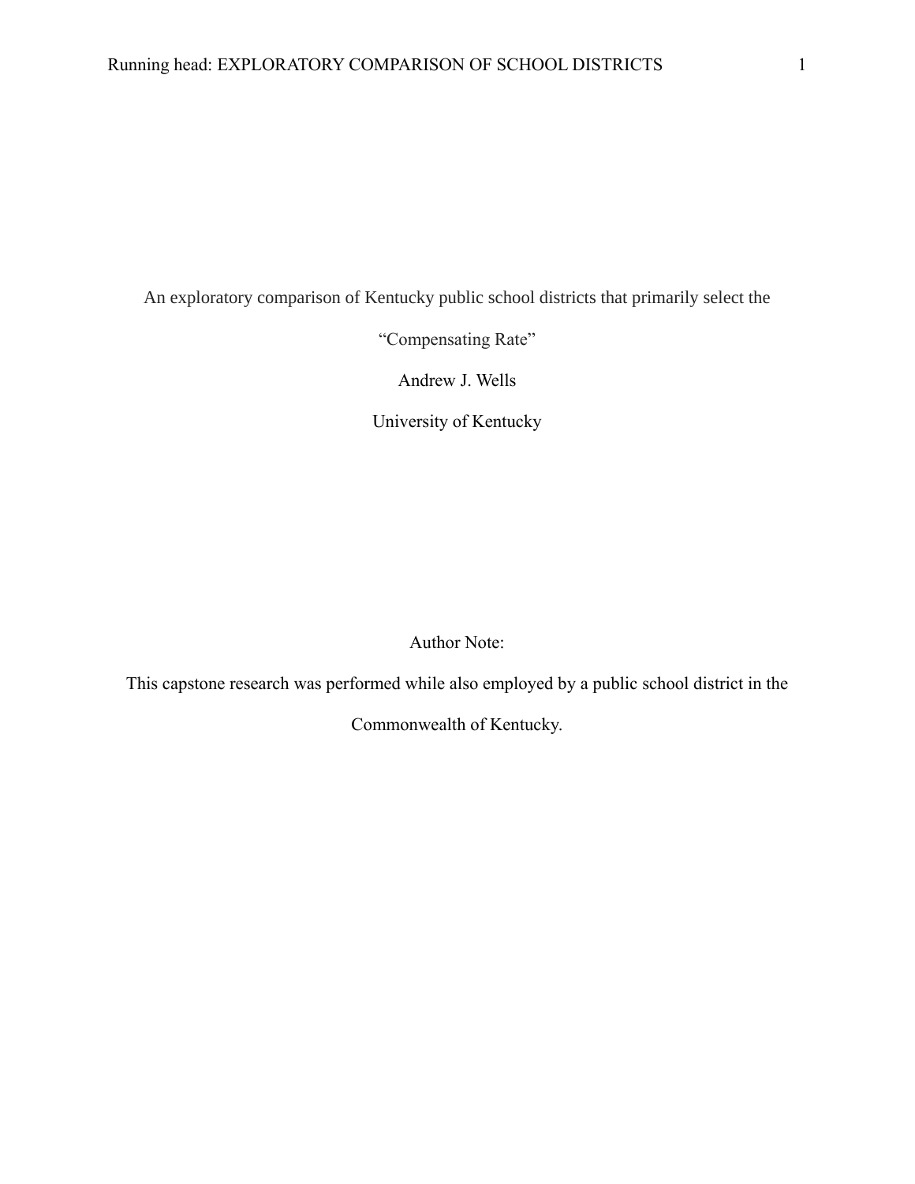An exploratory comparison of Kentucky public school districts that primarily select the "Compensating Rate"

Andrew J. Wells

University of Kentucky

Author Note:

This capstone research was performed while also employed by a public school district in the Commonwealth of Kentucky.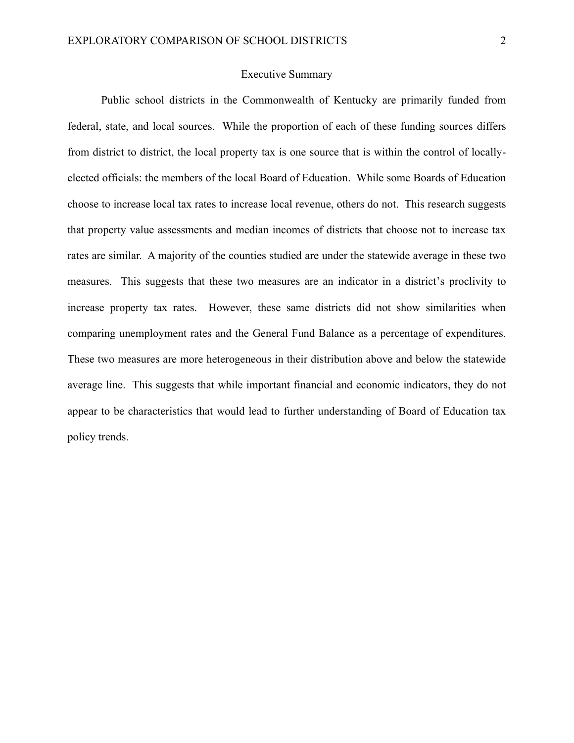# Executive Summary

Public school districts in the Commonwealth of Kentucky are primarily funded from federal, state, and local sources. While the proportion of each of these funding sources differs from district to district, the local property tax is one source that is within the control of locally-elected officials: the members of the local Board of Education. While some Boards of Education choose to increase local tax rates to increase local revenue, others do not. This research suggests that property value assessments and median incomes of districts that choose not to increase tax rates are similar. A majority of the counties studied are under the statewide average in these two measures. This suggests that these two measures are an indicator in a district's proclivity to increase property tax rates. However, these same districts did not show similarities when comparing unemployment rates and the General Fund Balance as a percentage of expenditures. These two measures are more heterogeneous in their distribution above and below the statewide average line. This suggests that while important financial and economic indicators, they do not appear to be characteristics that would lead to further understanding of Board of Education tax policy trends.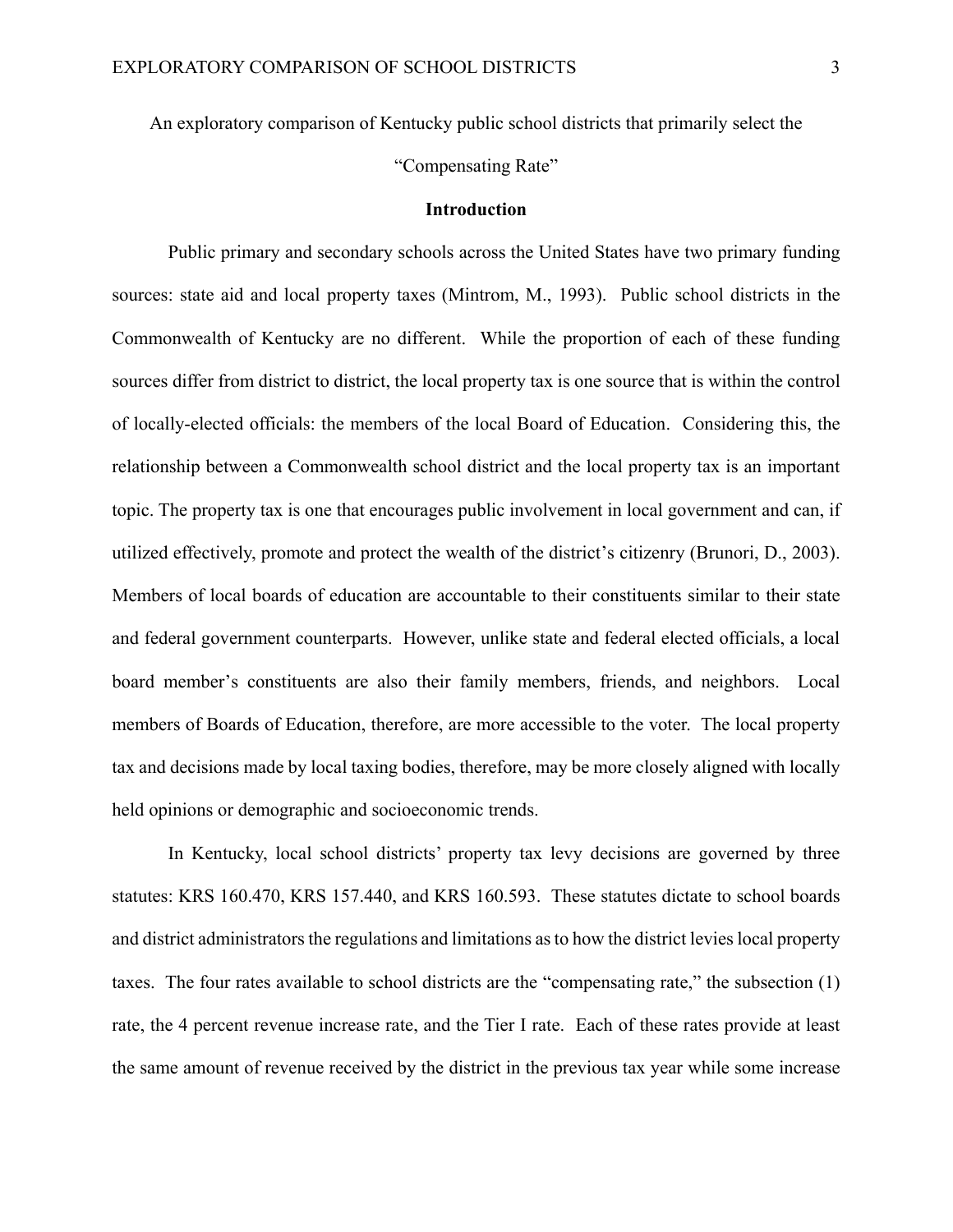An exploratory comparison of Kentucky public school districts that primarily select the "Compensating Rate"

## Introduction

Public primary and secondary schools across the United States have two primary funding sources: state aid and local property taxes (Mintrom, M., 1993). Public school districts in the Commonwealth of Kentucky are no different. While the proportion of each of these funding sources differ from district to district, the local property tax is one source that is within the control of locally-elected officials: the members of the local Board of Education. Considering this, the relationship between a Commonwealth school district and the local property tax is an important topic. The property tax is one that encourages public involvement in local government and can, if utilized effectively, promote and protect the wealth of the district's citizenry (Brunori, D., 2003). Members of local boards of education are accountable to their constituents similar to their state and federal government counterparts. However, unlike state and federal elected officials, a local board member's constituents are also their family members, friends, and neighbors. Local members of Boards of Education, therefore, are more accessible to the voter. The local property tax and decisions made by local taxing bodies, therefore, may be more closely aligned with locally held opinions or demographic and socioeconomic trends.

In Kentucky, local school districts' property tax levy decisions are governed by three statutes: KRS 160.470, KRS 157.440, and KRS 160.593. These statutes dictate to school boards and district administrators the regulations and limitations as to how the district levies local property taxes. The four rates available to school districts are the "compensating rate," the subsection (1) rate, the 4 percent revenue increase rate, and the Tier I rate. Each of these rates provide at least the same amount of revenue received by the district in the previous tax year while some increase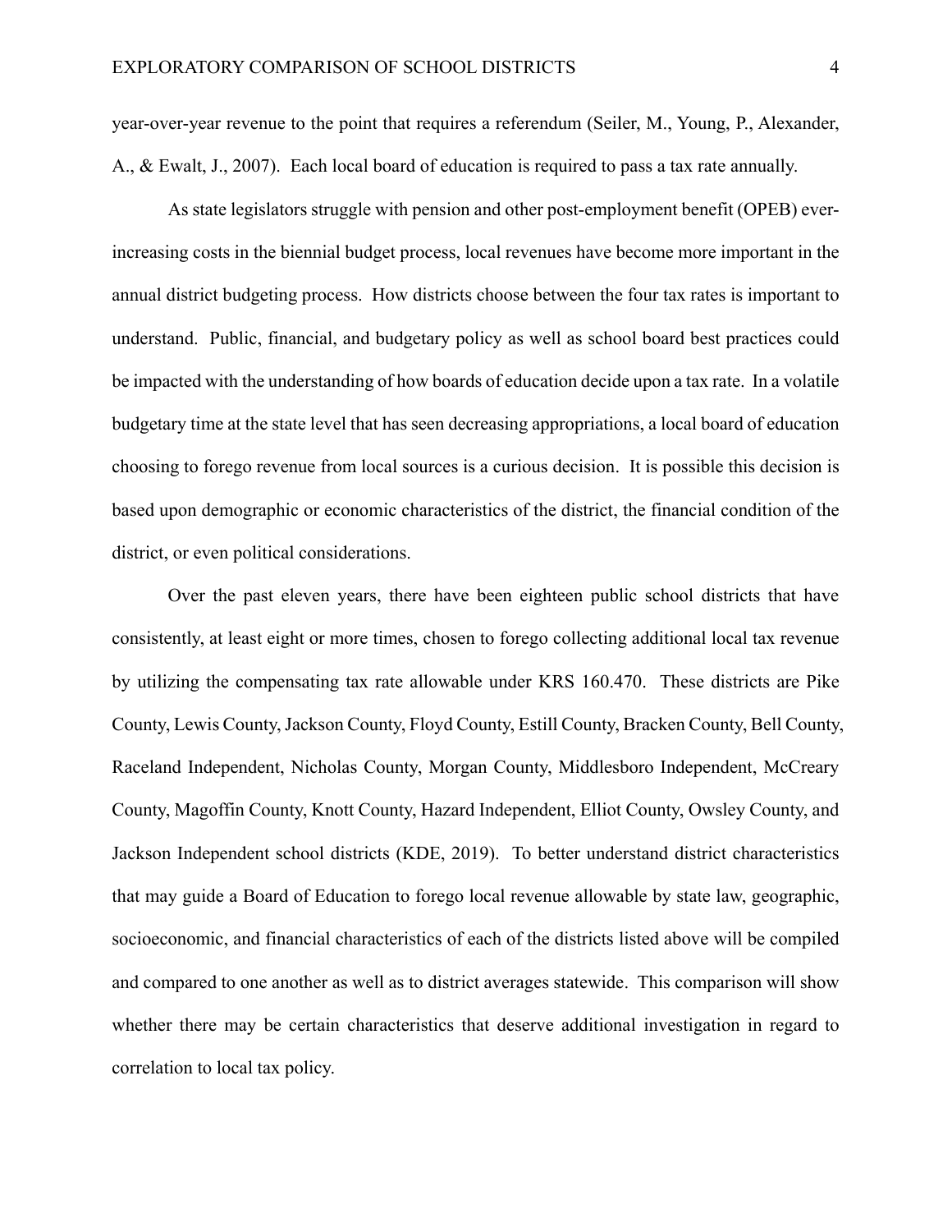year-over-year revenue to the point that requires a referendum (Seiler, M., Young, P., Alexander, A., & Ewalt, J., 2007). Each local board of education is required to pass a tax rate annually.

As state legislators struggle with pension and other post-employment benefit (OPEB) ever-increasing costs in the biennial budget process, local revenues have become more important in the annual district budgeting process. How districts choose between the four tax rates is important to understand. Public, financial, and budgetary policy as well as school board best practices could be impacted with the understanding of how boards of education decide upon a tax rate. In a volatile budgetary time at the state level that has seen decreasing appropriations, a local board of education choosing to forego revenue from local sources is a curious decision. It is possible this decision is based upon demographic or economic characteristics of the district, the financial condition of the district, or even political considerations.

Over the past eleven years, there have been eighteen public school districts that have consistently, at least eight or more times, chosen to forego collecting additional local tax revenue by utilizing the compensating tax rate allowable under KRS 160.470. These districts are Pike County, Lewis County, Jackson County, Floyd County, Estill County, Bracken County, Bell County, Raceland Independent, Nicholas County, Morgan County, Middlesboro Independent, McCreary County, Magoffin County, Knott County, Hazard Independent, Elliot County, Owsley County, and Jackson Independent school districts (KDE, 2019). To better understand district characteristics that may guide a Board of Education to forego local revenue allowable by state law, geographic, socioeconomic, and financial characteristics of each of the districts listed above will be compiled and compared to one another as well as to district averages statewide. This comparison will show whether there may be certain characteristics that deserve additional investigation in regard to correlation to local tax policy.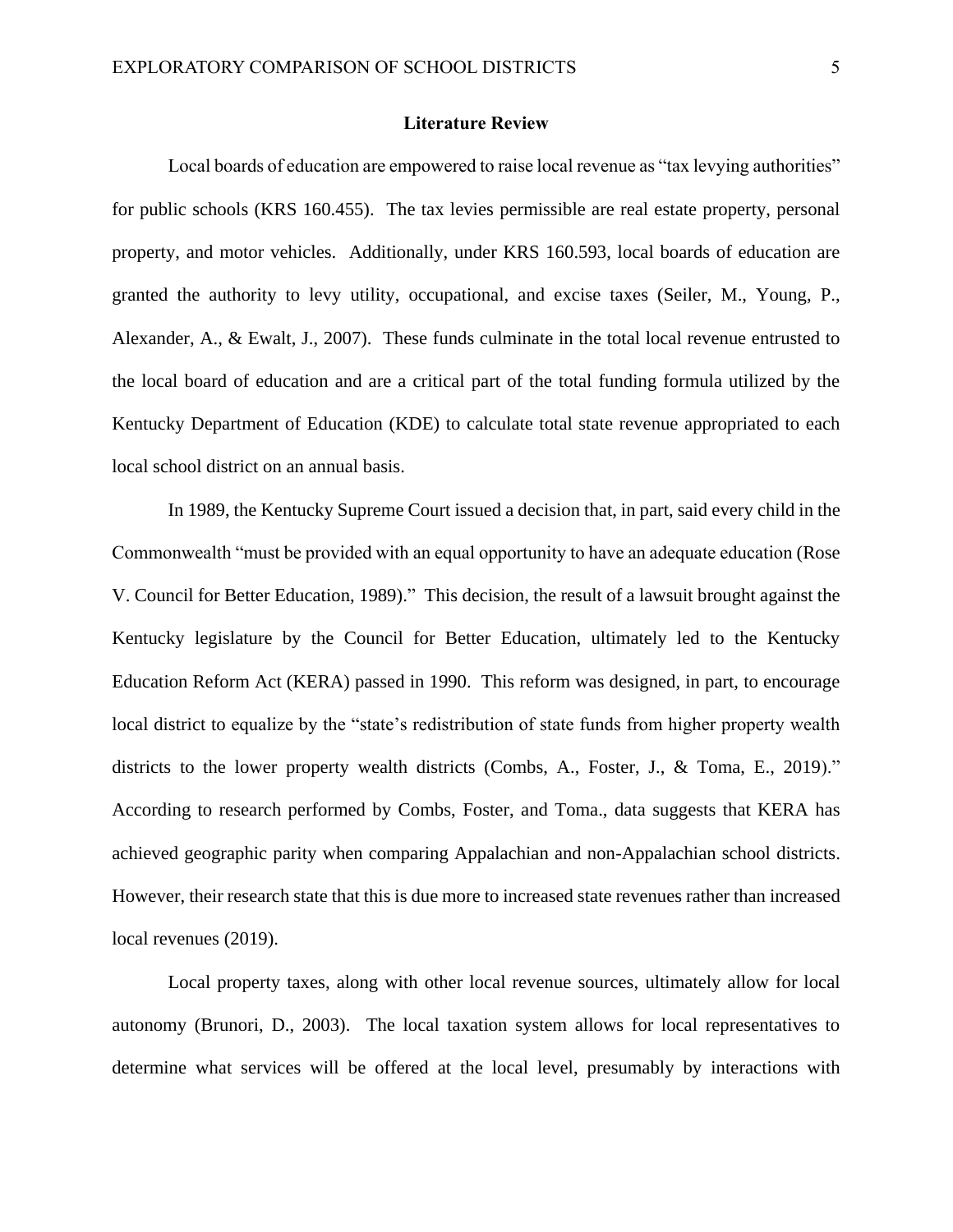## Literature Review

Local boards of education are empowered to raise local revenue as "tax levying authorities" for public schools (KRS 160.455). The tax levies permissible are real estate property, personal property, and motor vehicles. Additionally, under KRS 160.593, local boards of education are granted the authority to levy utility, occupational, and excise taxes (Seiler, M., Young, P., Alexander, A., & Ewalt, J., 2007). These funds culminate in the total local revenue entrusted to the local board of education and are a critical part of the total funding formula utilized by the Kentucky Department of Education (KDE) to calculate total state revenue appropriated to each local school district on an annual basis.

In 1989, the Kentucky Supreme Court issued a decision that, in part, said every child in the Commonwealth "must be provided with an equal opportunity to have an adequate education (Rose V. Council for Better Education, 1989)." This decision, the result of a lawsuit brought against the Kentucky legislature by the Council for Better Education, ultimately led to the Kentucky Education Reform Act (KERA) passed in 1990. This reform was designed, in part, to encourage local district to equalize by the "state's redistribution of state funds from higher property wealth districts to the lower property wealth districts (Combs, A., Foster, J., & Toma, E., 2019)." According to research performed by Combs, Foster, and Toma., data suggests that KERA has achieved geographic parity when comparing Appalachian and non-Appalachian school districts. However, their research state that this is due more to increased state revenues rather than increased local revenues (2019).

Local property taxes, along with other local revenue sources, ultimately allow for local autonomy (Brunori, D., 2003). The local taxation system allows for local representatives to determine what services will be offered at the local level, presumably by interactions with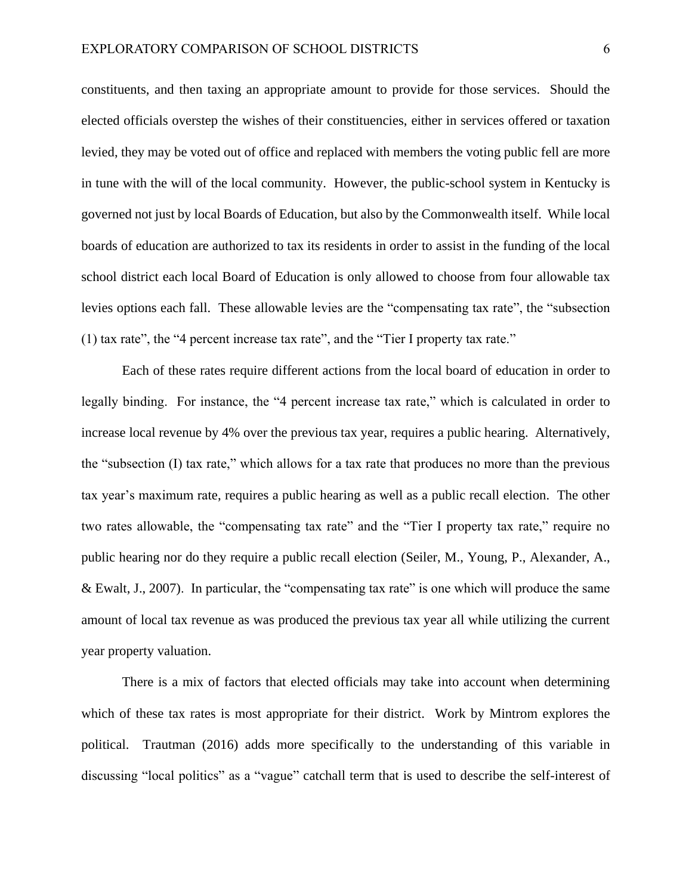constituents, and then taxing an appropriate amount to provide for those services. Should the elected officials overstep the wishes of their constituencies, either in services offered or taxation levied, they may be voted out of office and replaced with members the voting public fell are more in tune with the will of the local community. However, the public-school system in Kentucky is governed not just by local Boards of Education, but also by the Commonwealth itself. While local boards of education are authorized to tax its residents in order to assist in the funding of the local school district each local Board of Education is only allowed to choose from four allowable tax levies options each fall. These allowable levies are the "compensating tax rate", the "subsection (1) tax rate", the "4 percent increase tax rate", and the "Tier I property tax rate."

Each of these rates require different actions from the local board of education in order to legally binding. For instance, the "4 percent increase tax rate," which is calculated in order to increase local revenue by 4% over the previous tax year, requires a public hearing. Alternatively, the "subsection (I) tax rate," which allows for a tax rate that produces no more than the previous tax year's maximum rate, requires a public hearing as well as a public recall election. The other two rates allowable, the "compensating tax rate" and the "Tier I property tax rate," require no public hearing nor do they require a public recall election (Seiler, M., Young, P., Alexander, A., & Ewalt, J., 2007). In particular, the "compensating tax rate" is one which will produce the same amount of local tax revenue as was produced the previous tax year all while utilizing the current year property valuation.

There is a mix of factors that elected officials may take into account when determining which of these tax rates is most appropriate for their district. Work by Mintrom explores the political. Trautman (2016) adds more specifically to the understanding of this variable in discussing "local politics" as a "vague" catchall term that is used to describe the self-interest of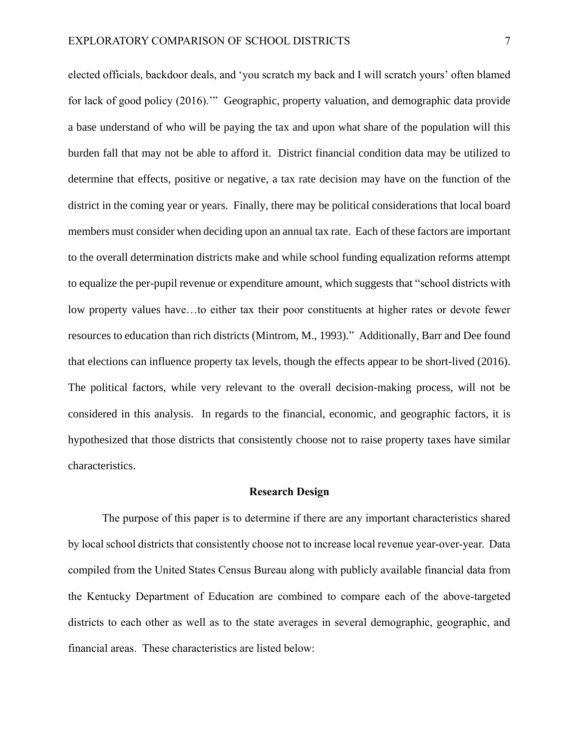elected officials, backdoor deals, and 'you scratch my back and I will scratch yours' often blamed for lack of good policy (2016).'" Geographic, property valuation, and demographic data provide a base understand of who will be paying the tax and upon what share of the population will this burden fall that may not be able to afford it. District financial condition data may be utilized to determine that effects, positive or negative, a tax rate decision may have on the function of the district in the coming year or years. Finally, there may be political considerations that local board members must consider when deciding upon an annual tax rate. Each of these factors are important to the overall determination districts make and while school funding equalization reforms attempt to equalize the per-pupil revenue or expenditure amount, which suggests that "school districts with low property values have…to either tax their poor constituents at higher rates or devote fewer resources to education than rich districts (Mintrom, M., 1993)." Additionally, Barr and Dee found that elections can influence property tax levels, though the effects appear to be short-lived (2016). The political factors, while very relevant to the overall decision-making process, will not be considered in this analysis. In regards to the financial, economic, and geographic factors, it is hypothesized that those districts that consistently choose not to raise property taxes have similar characteristics.

## Research Design

The purpose of this paper is to determine if there are any important characteristics shared by local school districts that consistently choose not to increase local revenue year-over-year. Data compiled from the United States Census Bureau along with publicly available financial data from the Kentucky Department of Education are combined to compare each of the above-targeted districts to each other as well as to the state averages in several demographic, geographic, and financial areas. These characteristics are listed below: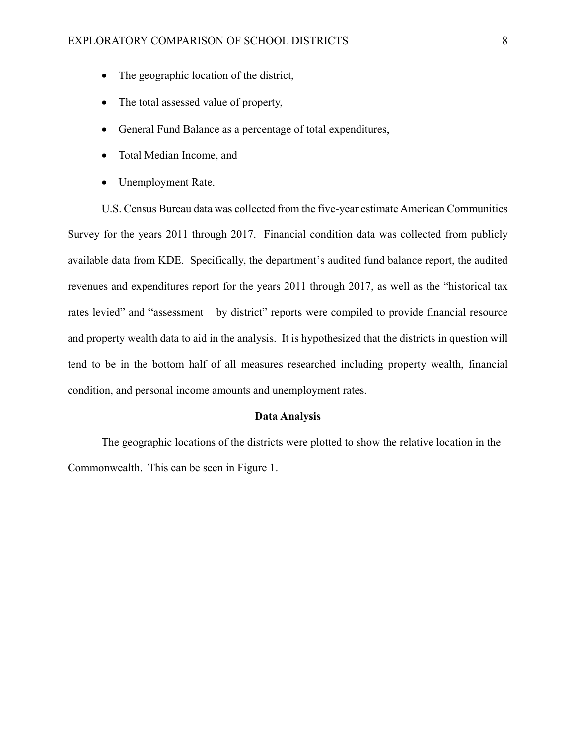- The geographic location of the district,
- The total assessed value of property,
- General Fund Balance as a percentage of total expenditures,
- Total Median Income, and
- Unemployment Rate.

U.S. Census Bureau data was collected from the five-year estimate American Communities Survey for the years 2011 through 2017. Financial condition data was collected from publicly available data from KDE. Specifically, the department's audited fund balance report, the audited revenues and expenditures report for the years 2011 through 2017, as well as the "historical tax rates levied" and "assessment – by district" reports were compiled to provide financial resource and property wealth data to aid in the analysis. It is hypothesized that the districts in question will tend to be in the bottom half of all measures researched including property wealth, financial condition, and personal income amounts and unemployment rates.

**Data Analysis**

The geographic locations of the districts were plotted to show the relative location in the Commonwealth. This can be seen in Figure 1.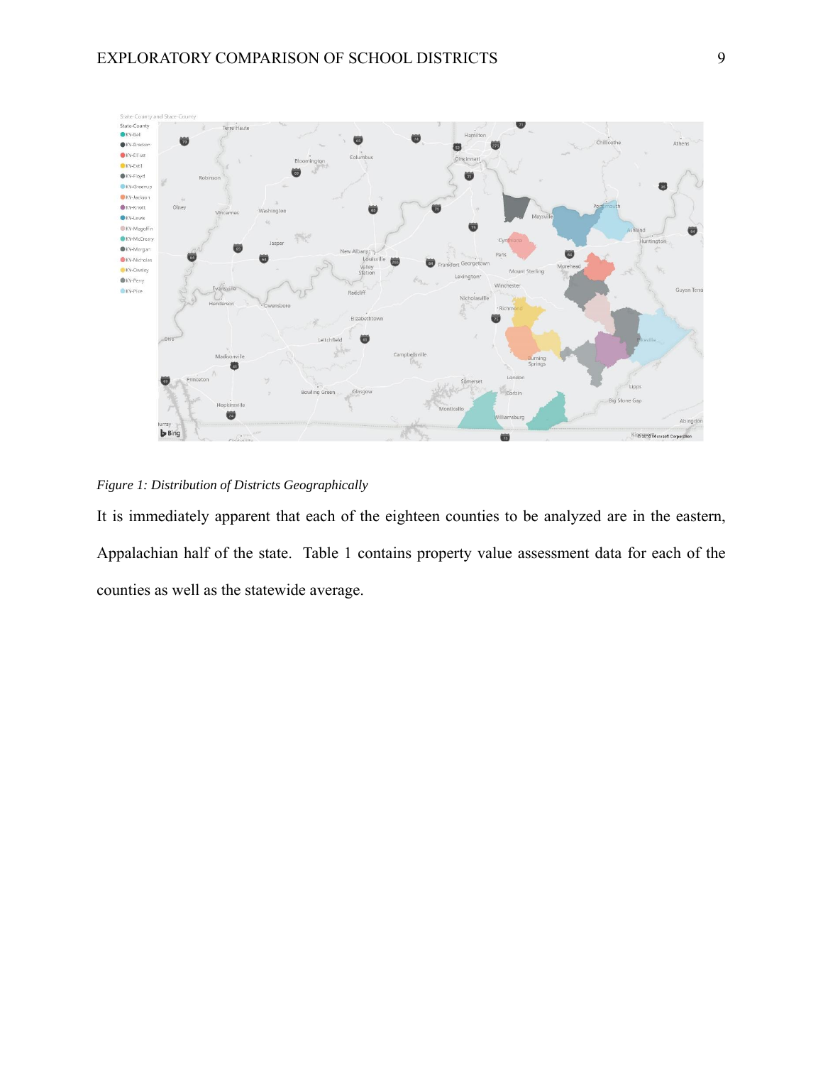*Figure 1: Distribution of Districts Geographically*

It is immediately apparent that each of the eighteen counties to be analyzed are in the eastern, Appalachian half of the state. Table 1 contains property value assessment data for each of the counties as well as the statewide average.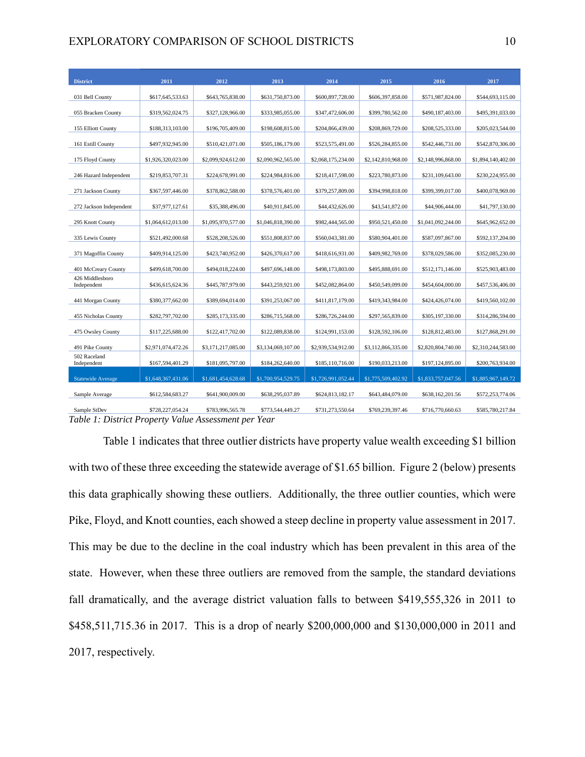| District | 2011 | 2012 | 2013 | 2014 | 2015 | 2016 | 2017 |
|---|---|---|---|---|---|---|---|
| 031 Bell County | $617,645,533.63 | $643,765,838.00 | $631,750,873.00 | $600,897,728.00 | $606,397,858.00 | $571,987,824.00 | $544,693,115.00 |
| 055 Bracken County | $319,562,024.75 | $327,128,966.00 | $333,985,055.00 | $347,472,606.00 | $399,780,562.00 | $490,187,403.00 | $495,391,033.00 |
| 155 Elliott County | $188,313,103.00 | $196,705,409.00 | $198,608,815.00 | $204,866,439.00 | $208,869,729.00 | $208,525,333.00 | $205,023,544.00 |
| 161 Estill County | $497,932,945.00 | $510,421,071.00 | $505,186,179.00 | $523,575,491.00 | $526,284,855.00 | $542,446,731.00 | $542,870,306.00 |
| 175 Floyd County | $1,926,320,023.00 | $2,099,924,612.00 | $2,090,962,565.00 | $2,068,175,234.00 | $2,142,810,968.00 | $2,148,996,868.00 | $1,894,140,402.00 |
| 246 Hazard Independent | $219,853,707.31 | $224,678,991.00 | $224,984,816.00 | $218,417,598.00 | $223,780,873.00 | $231,109,643.00 | $230,224,955.00 |
| 271 Jackson County | $367,597,446.00 | $378,862,588.00 | $378,576,401.00 | $379,257,809.00 | $394,998,818.00 | $399,399,017.00 | $400,078,969.00 |
| 272 Jackson Independent | $37,977,127.61 | $35,388,496.00 | $40,911,845.00 | $44,432,626.00 | $43,541,872.00 | $44,906,444.00 | $41,797,130.00 |
| 295 Knott County | $1,064,612,013.00 | $1,095,970,577.00 | $1,046,818,390.00 | $982,444,565.00 | $950,521,450.00 | $1,041,092,244.00 | $645,962,652.00 |
| 335 Lewis County | $521,492,000.68 | $528,208,526.00 | $551,808,837.00 | $560,043,381.00 | $580,904,401.00 | $587,097,867.00 | $592,137,204.00 |
| 371 Magoffin County | $409,914,125.00 | $423,740,952.00 | $426,370,617.00 | $418,616,931.00 | $409,982,769.00 | $378,029,586.00 | $352,085,230.00 |
| 401 McCreary County | $499,618,700.00 | $494,018,224.00 | $497,696,148.00 | $498,173,803.00 | $495,888,691.00 | $512,171,146.00 | $525,903,483.00 |
| 426 Middlesboro Independent | $436,615,624.36 | $445,787,979.00 | $443,259,921.00 | $452,082,864.00 | $450,549,099.00 | $454,604,000.00 | $457,536,406.00 |
| 441 Morgan County | $380,377,662.00 | $389,694,014.00 | $391,253,067.00 | $411,817,179.00 | $419,343,984.00 | $424,426,074.00 | $419,560,102.00 |
| 455 Nicholas County | $282,797,702.00 | $285,173,335.00 | $286,715,568.00 | $286,726,244.00 | $297,565,839.00 | $305,197,330.00 | $314,286,594.00 |
| 475 Owsley County | $117,225,688.00 | $122,417,702.00 | $122,089,838.00 | $124,991,153.00 | $128,592,106.00 | $128,812,483.00 | $127,868,291.00 |
| 491 Pike County | $2,971,074,472.26 | $3,171,217,085.00 | $3,134,069,107.00 | $2,939,534,912.00 | $3,112,866,335.00 | $2,820,804,740.00 | $2,310,244,583.00 |
| 502 Raceland Independent | $167,594,401.29 | $181,095,797.00 | $184,262,640.00 | $185,110,716.00 | $190,033,213.00 | $197,124,895.00 | $200,763,934.00 |
| Statewide Average | $1,648,367,431.06 | $1,681,454,628.68 | $1,700,954,529.75 | $1,726,991,052.44 | $1,775,509,402.92 | $1,833,757,047.56 | $1,885,967,149.72 |
| Sample Average | $612,584,683.27 | $641,900,009.00 | $638,295,037.89 | $624,813,182.17 | $643,484,079.00 | $638,162,201.56 | $572,253,774.06 |
| Sample StDev | $728,227,054.24 | $783,996,565.78 | $773,544,449.27 | $731,273,550.64 | $769,239,397.46 | $716,770,660.63 | $585,780,217.84 |

*Table 1: District Property Value Assessment per Year*

Table 1 indicates that three outlier districts have property value wealth exceeding $1 billion with two of these three exceeding the statewide average of $1.65 billion. Figure 2 (below) presents this data graphically showing these outliers. Additionally, the three outlier counties, which were Pike, Floyd, and Knott counties, each showed a steep decline in property value assessment in 2017. This may be due to the decline in the coal industry which has been prevalent in this area of the state. However, when these three outliers are removed from the sample, the standard deviations fall dramatically, and the average district valuation falls to between $419,555,326 in 2011 to $458,511,715.36 in 2017. This is a drop of nearly $200,000,000 and $130,000,000 in 2011 and 2017, respectively.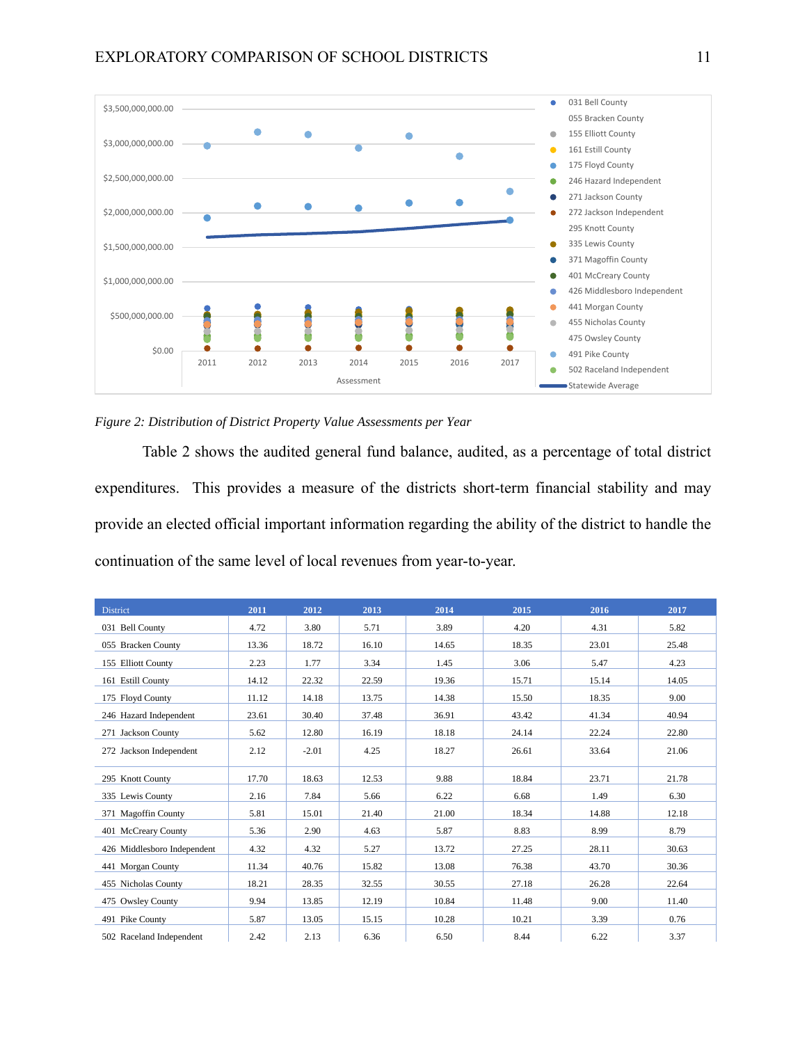*Figure 2: Distribution of District Property Value Assessments per Year*

Table 2 shows the audited general fund balance, audited, as a percentage of total district expenditures. This provides a measure of the districts short-term financial stability and may provide an elected official important information regarding the ability of the district to handle the continuation of the same level of local revenues from year-to-year.

| District | 2011 | 2012 | 2013 | 2014 | 2015 | 2016 | 2017 |
|---|---|---|---|---|---|---|---|
| 031 Bell County | 4.72 | 3.80 | 5.71 | 3.89 | 4.20 | 4.31 | 5.82 |
| 055 Bracken County | 13.36 | 18.72 | 16.10 | 14.65 | 18.35 | 23.01 | 25.48 |
| 155 Elliott County | 2.23 | 1.77 | 3.34 | 1.45 | 3.06 | 5.47 | 4.23 |
| 161 Estill County | 14.12 | 22.32 | 22.59 | 19.36 | 15.71 | 15.14 | 14.05 |
| 175 Floyd County | 11.12 | 14.18 | 13.75 | 14.38 | 15.50 | 18.35 | 9.00 |
| 246 Hazard Independent | 23.61 | 30.40 | 37.48 | 36.91 | 43.42 | 41.34 | 40.94 |
| 271 Jackson County | 5.62 | 12.80 | 16.19 | 18.18 | 24.14 | 22.24 | 22.80 |
| 272 Jackson Independent | 2.12 | -2.01 | 4.25 | 18.27 | 26.61 | 33.64 | 21.06 |
| 295 Knott County | 17.70 | 18.63 | 12.53 | 9.88 | 18.84 | 23.71 | 21.78 |
| 335 Lewis County | 2.16 | 7.84 | 5.66 | 6.22 | 6.68 | 1.49 | 6.30 |
| 371 Magoffin County | 5.81 | 15.01 | 21.40 | 21.00 | 18.34 | 14.88 | 12.18 |
| 401 McCreary County | 5.36 | 2.90 | 4.63 | 5.87 | 8.83 | 8.99 | 8.79 |
| 426 Middlesboro Independent | 4.32 | 4.32 | 5.27 | 13.72 | 27.25 | 28.11 | 30.63 |
| 441 Morgan County | 11.34 | 40.76 | 15.82 | 13.08 | 76.38 | 43.70 | 30.36 |
| 455 Nicholas County | 18.21 | 28.35 | 32.55 | 30.55 | 27.18 | 26.28 | 22.64 |
| 475 Owsley County | 9.94 | 13.85 | 12.19 | 10.84 | 11.48 | 9.00 | 11.40 |
| 491 Pike County | 5.87 | 13.05 | 15.15 | 10.28 | 10.21 | 3.39 | 0.76 |
| 502 Raceland Independent | 2.42 | 2.13 | 6.36 | 6.50 | 8.44 | 6.22 | 3.37 |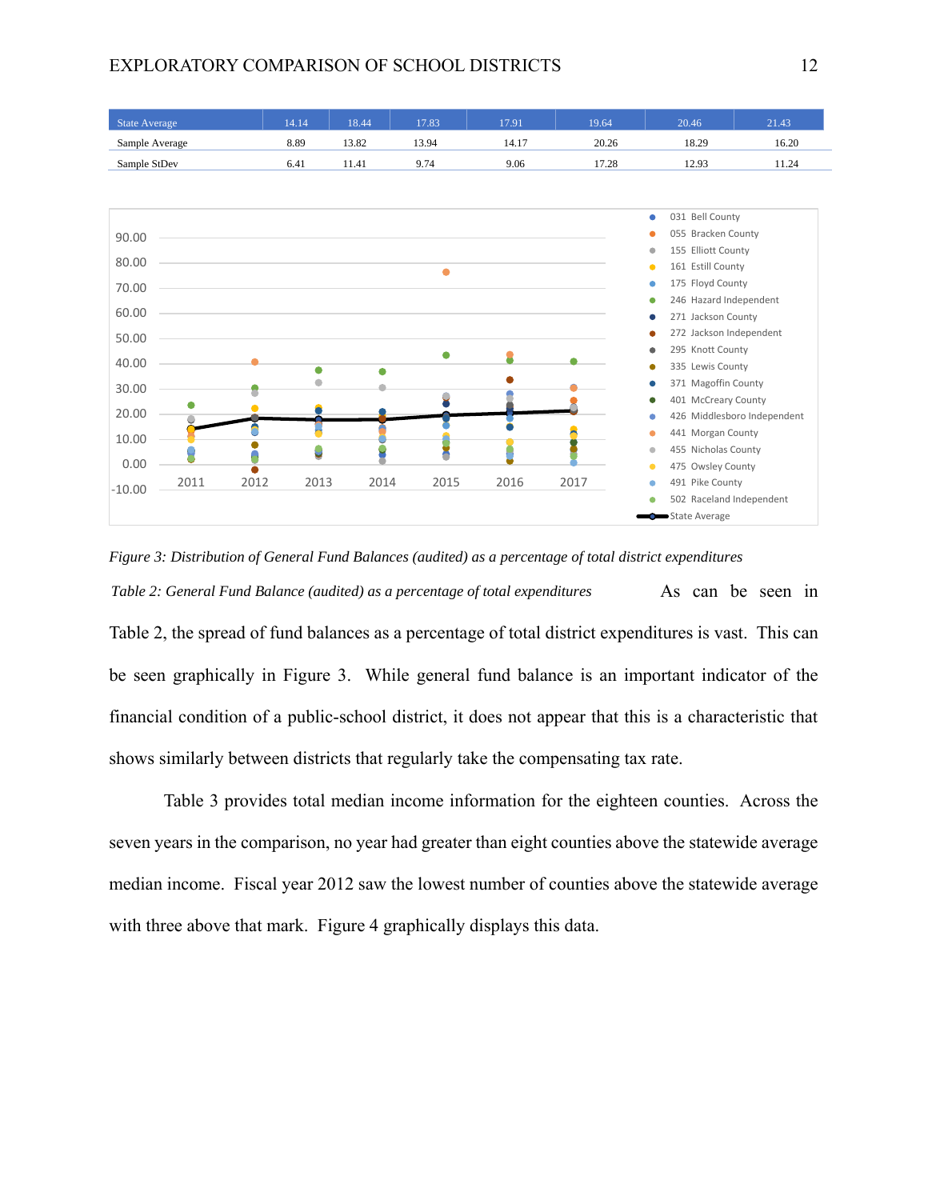| State Average | 14.14 | 18.44 | 17.83 | 17.91 | 19.64 | 20.46 | 21.43 |
|---|---|---|---|---|---|---|---|
| Sample Average | 8.89 | 13.82 | 13.94 | 14.17 | 20.26 | 18.29 | 16.20 |
| Sample StDev | 6.41 | 11.41 | 9.74 | 9.06 | 17.28 | 12.93 | 11.24 |

*Figure 3: Distribution of General Fund Balances (audited) as a percentage of total district expenditures*

*Table 2: General Fund Balance (audited) as a percentage of total expenditures*

As can be seen in Table 2, the spread of fund balances as a percentage of total district expenditures is vast. This can be seen graphically in Figure 3. While general fund balance is an important indicator of the financial condition of a public-school district, it does not appear that this is a characteristic that shows similarly between districts that regularly take the compensating tax rate.

Table 3 provides total median income information for the eighteen counties. Across the seven years in the comparison, no year had greater than eight counties above the statewide average median income. Fiscal year 2012 saw the lowest number of counties above the statewide average with three above that mark. Figure 4 graphically displays this data.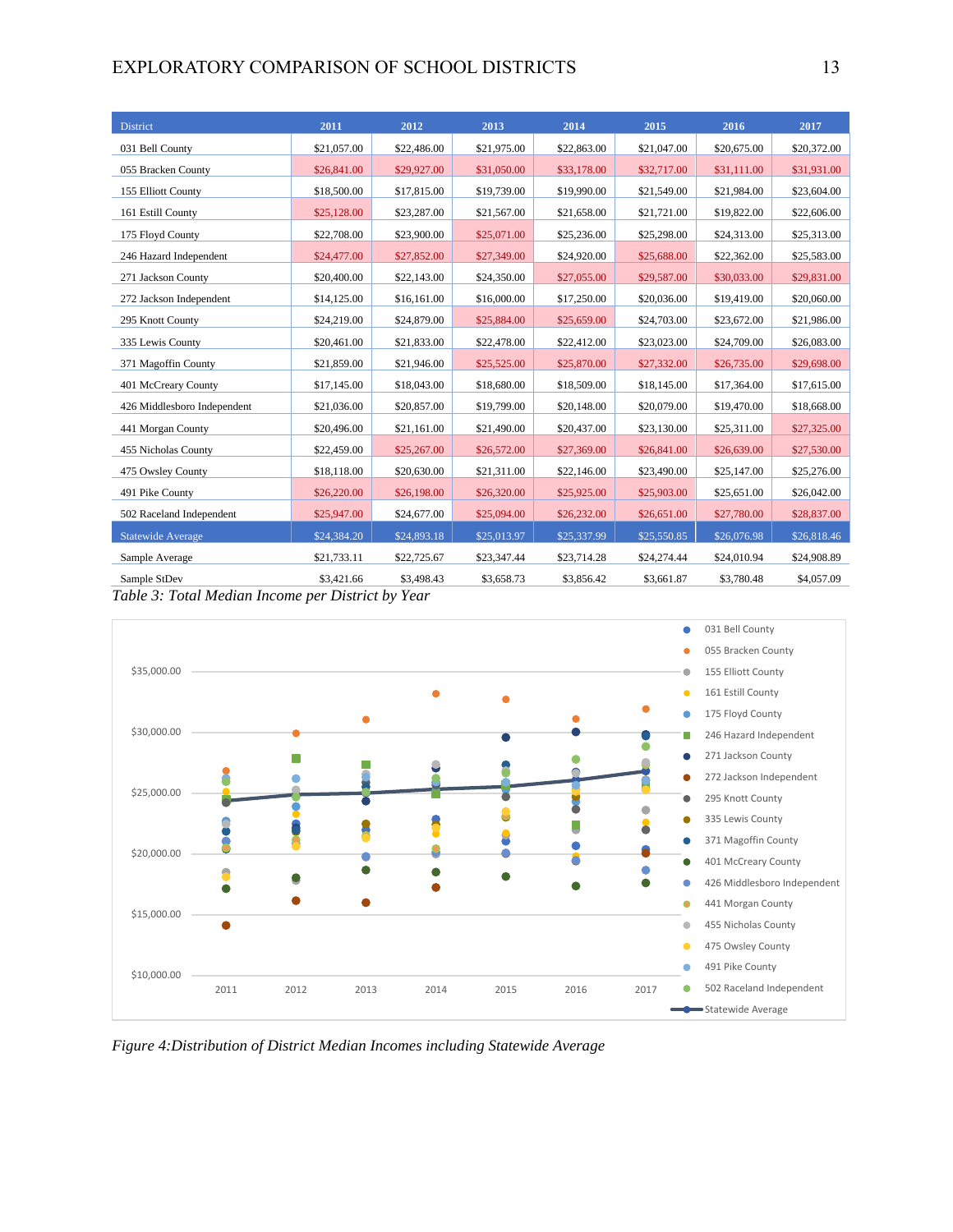| District | 2011 | 2012 | 2013 | 2014 | 2015 | 2016 | 2017 |
|---|---|---|---|---|---|---|---|
| 031 Bell County | $21,057.00 | $22,486.00 | $21,975.00 | $22,863.00 | $21,047.00 | $20,675.00 | $20,372.00 |
| 055 Bracken County | $26,841.00 | $29,927.00 | $31,050.00 | $33,178.00 | $32,717.00 | $31,111.00 | $31,931.00 |
| 155 Elliott County | $18,500.00 | $17,815.00 | $19,739.00 | $19,990.00 | $21,549.00 | $21,984.00 | $23,604.00 |
| 161 Estill County | $25,128.00 | $23,287.00 | $21,567.00 | $21,658.00 | $21,721.00 | $19,822.00 | $22,606.00 |
| 175 Floyd County | $22,708.00 | $23,900.00 | $25,071.00 | $25,236.00 | $25,298.00 | $24,313.00 | $25,313.00 |
| 246 Hazard Independent | $24,477.00 | $27,852.00 | $27,349.00 | $24,920.00 | $25,688.00 | $22,362.00 | $25,583.00 |
| 271 Jackson County | $20,400.00 | $22,143.00 | $24,350.00 | $27,055.00 | $29,587.00 | $30,033.00 | $29,831.00 |
| 272 Jackson Independent | $14,125.00 | $16,161.00 | $16,000.00 | $17,250.00 | $20,036.00 | $19,419.00 | $20,060.00 |
| 295 Knott County | $24,219.00 | $24,879.00 | $25,884.00 | $25,659.00 | $24,703.00 | $23,672.00 | $21,986.00 |
| 335 Lewis County | $20,461.00 | $21,833.00 | $22,478.00 | $22,412.00 | $23,023.00 | $24,709.00 | $26,083.00 |
| 371 Magoffin County | $21,859.00 | $21,946.00 | $25,525.00 | $25,870.00 | $27,332.00 | $26,735.00 | $29,698.00 |
| 401 McCreary County | $17,145.00 | $18,043.00 | $18,680.00 | $18,509.00 | $18,145.00 | $17,364.00 | $17,615.00 |
| 426 Middlesboro Independent | $21,036.00 | $20,857.00 | $19,799.00 | $20,148.00 | $20,079.00 | $19,470.00 | $18,668.00 |
| 441 Morgan County | $20,496.00 | $21,161.00 | $21,490.00 | $20,437.00 | $23,130.00 | $25,311.00 | $27,325.00 |
| 455 Nicholas County | $22,459.00 | $25,267.00 | $26,572.00 | $27,369.00 | $26,841.00 | $26,639.00 | $27,530.00 |
| 475 Owsley County | $18,118.00 | $20,630.00 | $21,311.00 | $22,146.00 | $23,490.00 | $25,147.00 | $25,276.00 |
| 491 Pike County | $26,220.00 | $26,198.00 | $26,320.00 | $25,925.00 | $25,903.00 | $25,651.00 | $26,042.00 |
| 502 Raceland Independent | $25,947.00 | $24,677.00 | $25,094.00 | $26,232.00 | $26,651.00 | $27,780.00 | $28,837.00 |
| Statewide Average | $24,384.20 | $24,893.18 | $25,013.97 | $25,337.99 | $25,550.85 | $26,076.98 | $26,818.46 |
| Sample Average | $21,733.11 | $22,725.67 | $23,347.44 | $23,714.28 | $24,274.44 | $24,010.94 | $24,908.89 |
| Sample StDev | $3,421.66 | $3,498.43 | $3,658.73 | $3,856.42 | $3,661.87 | $3,780.48 | $4,057.09 |

*Table 3: Total Median Income per District by Year*

*Figure 4:Distribution of District Median Incomes including Statewide Average*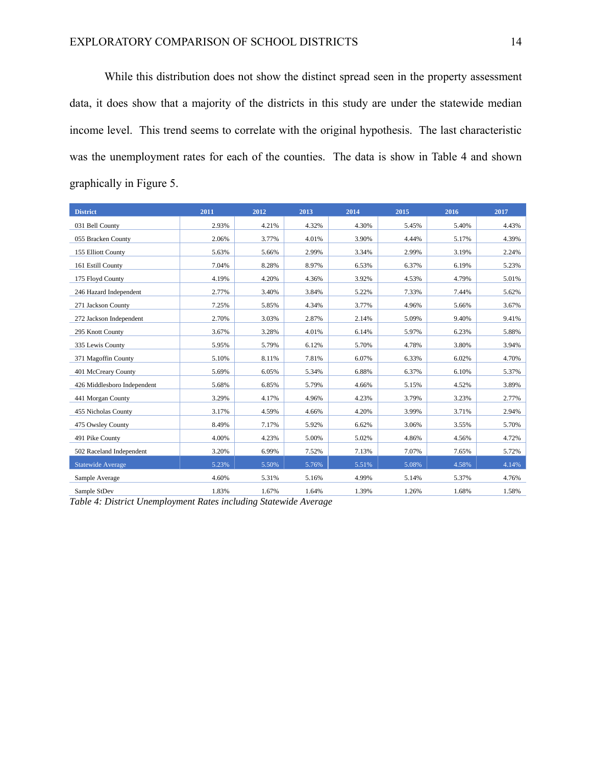While this distribution does not show the distinct spread seen in the property assessment data, it does show that a majority of the districts in this study are under the statewide median income level. This trend seems to correlate with the original hypothesis. The last characteristic was the unemployment rates for each of the counties. The data is show in Table 4 and shown graphically in Figure 5.

| District | 2011 | 2012 | 2013 | 2014 | 2015 | 2016 | 2017 |
|---|---|---|---|---|---|---|---|
| 031 Bell County | 2.93% | 4.21% | 4.32% | 4.30% | 5.45% | 5.40% | 4.43% |
| 055 Bracken County | 2.06% | 3.77% | 4.01% | 3.90% | 4.44% | 5.17% | 4.39% |
| 155 Elliott County | 5.63% | 5.66% | 2.99% | 3.34% | 2.99% | 3.19% | 2.24% |
| 161 Estill County | 7.04% | 8.28% | 8.97% | 6.53% | 6.37% | 6.19% | 5.23% |
| 175 Floyd County | 4.19% | 4.20% | 4.36% | 3.92% | 4.53% | 4.79% | 5.01% |
| 246 Hazard Independent | 2.77% | 3.40% | 3.84% | 5.22% | 7.33% | 7.44% | 5.62% |
| 271 Jackson County | 7.25% | 5.85% | 4.34% | 3.77% | 4.96% | 5.66% | 3.67% |
| 272 Jackson Independent | 2.70% | 3.03% | 2.87% | 2.14% | 5.09% | 9.40% | 9.41% |
| 295 Knott County | 3.67% | 3.28% | 4.01% | 6.14% | 5.97% | 6.23% | 5.88% |
| 335 Lewis County | 5.95% | 5.79% | 6.12% | 5.70% | 4.78% | 3.80% | 3.94% |
| 371 Magoffin County | 5.10% | 8.11% | 7.81% | 6.07% | 6.33% | 6.02% | 4.70% |
| 401 McCreary County | 5.69% | 6.05% | 5.34% | 6.88% | 6.37% | 6.10% | 5.37% |
| 426 Middlesboro Independent | 5.68% | 6.85% | 5.79% | 4.66% | 5.15% | 4.52% | 3.89% |
| 441 Morgan County | 3.29% | 4.17% | 4.96% | 4.23% | 3.79% | 3.23% | 2.77% |
| 455 Nicholas County | 3.17% | 4.59% | 4.66% | 4.20% | 3.99% | 3.71% | 2.94% |
| 475 Owsley County | 8.49% | 7.17% | 5.92% | 6.62% | 3.06% | 3.55% | 5.70% |
| 491 Pike County | 4.00% | 4.23% | 5.00% | 5.02% | 4.86% | 4.56% | 4.72% |
| 502 Raceland Independent | 3.20% | 6.99% | 7.52% | 7.13% | 7.07% | 7.65% | 5.72% |
| Statewide Average | 5.23% | 5.50% | 5.76% | 5.51% | 5.08% | 4.58% | 4.14% |
| Sample Average | 4.60% | 5.31% | 5.16% | 4.99% | 5.14% | 5.37% | 4.76% |
| Sample StDev | 1.83% | 1.67% | 1.64% | 1.39% | 1.26% | 1.68% | 1.58% |

*Table 4: District Unemployment Rates including Statewide Average*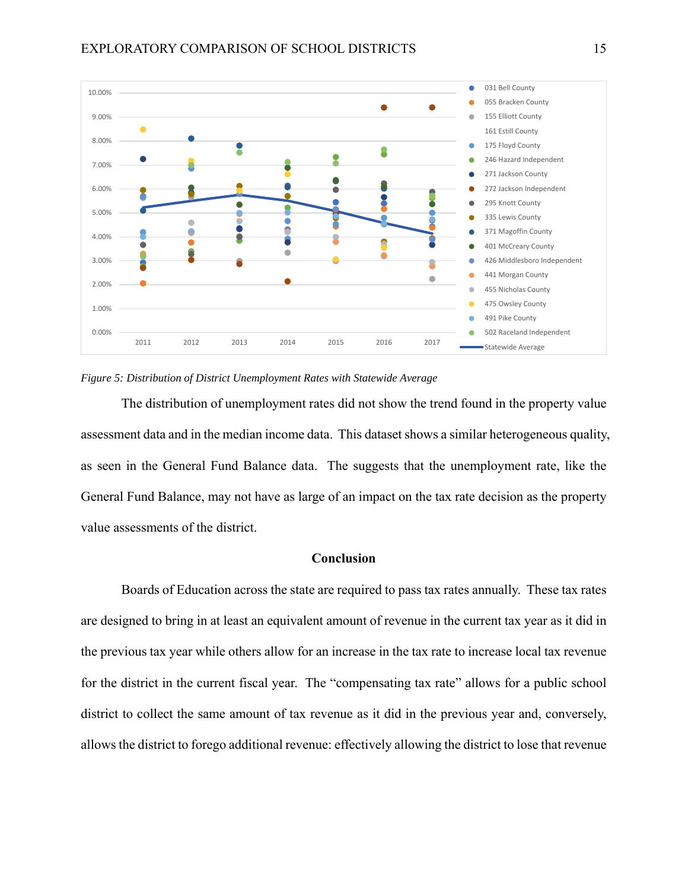*Figure 5: Distribution of District Unemployment Rates with Statewide Average*

The distribution of unemployment rates did not show the trend found in the property value assessment data and in the median income data. This dataset shows a similar heterogeneous quality, as seen in the General Fund Balance data. The suggests that the unemployment rate, like the General Fund Balance, may not have as large of an impact on the tax rate decision as the property value assessments of the district.

## Conclusion

Boards of Education across the state are required to pass tax rates annually. These tax rates are designed to bring in at least an equivalent amount of revenue in the current tax year as it did in the previous tax year while others allow for an increase in the tax rate to increase local tax revenue for the district in the current fiscal year. The "compensating tax rate" allows for a public school district to collect the same amount of tax revenue as it did in the previous year and, conversely, allows the district to forego additional revenue: effectively allowing the district to lose that revenue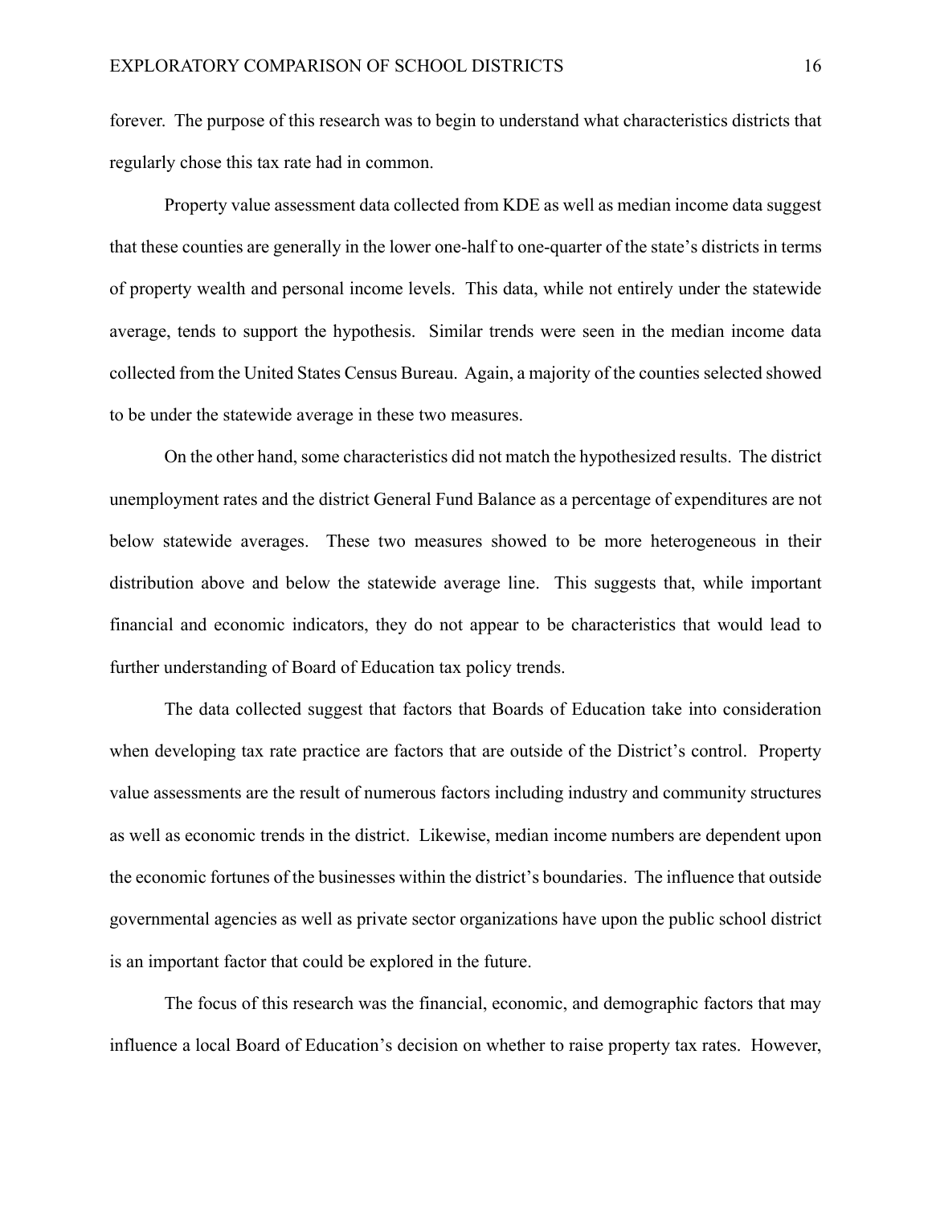forever. The purpose of this research was to begin to understand what characteristics districts that regularly chose this tax rate had in common.

Property value assessment data collected from KDE as well as median income data suggest that these counties are generally in the lower one-half to one-quarter of the state's districts in terms of property wealth and personal income levels. This data, while not entirely under the statewide average, tends to support the hypothesis. Similar trends were seen in the median income data collected from the United States Census Bureau. Again, a majority of the counties selected showed to be under the statewide average in these two measures.

On the other hand, some characteristics did not match the hypothesized results. The district unemployment rates and the district General Fund Balance as a percentage of expenditures are not below statewide averages. These two measures showed to be more heterogeneous in their distribution above and below the statewide average line. This suggests that, while important financial and economic indicators, they do not appear to be characteristics that would lead to further understanding of Board of Education tax policy trends.

The data collected suggest that factors that Boards of Education take into consideration when developing tax rate practice are factors that are outside of the District's control. Property value assessments are the result of numerous factors including industry and community structures as well as economic trends in the district. Likewise, median income numbers are dependent upon the economic fortunes of the businesses within the district's boundaries. The influence that outside governmental agencies as well as private sector organizations have upon the public school district is an important factor that could be explored in the future.

The focus of this research was the financial, economic, and demographic factors that may influence a local Board of Education's decision on whether to raise property tax rates. However,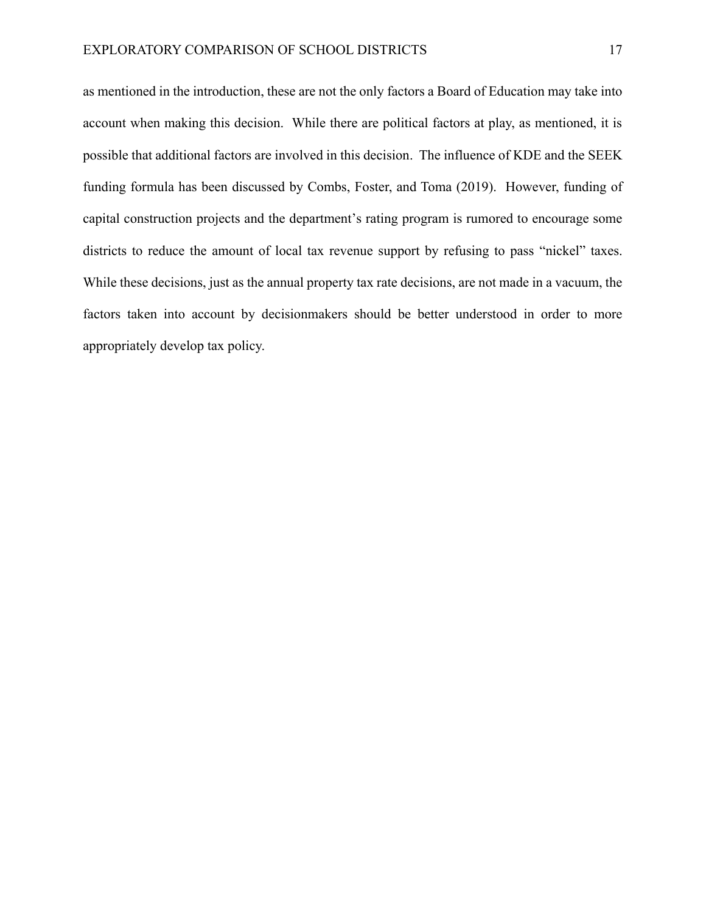as mentioned in the introduction, these are not the only factors a Board of Education may take into account when making this decision. While there are political factors at play, as mentioned, it is possible that additional factors are involved in this decision. The influence of KDE and the SEEK funding formula has been discussed by Combs, Foster, and Toma (2019). However, funding of capital construction projects and the department's rating program is rumored to encourage some districts to reduce the amount of local tax revenue support by refusing to pass "nickel" taxes. While these decisions, just as the annual property tax rate decisions, are not made in a vacuum, the factors taken into account by decisionmakers should be better understood in order to more appropriately develop tax policy.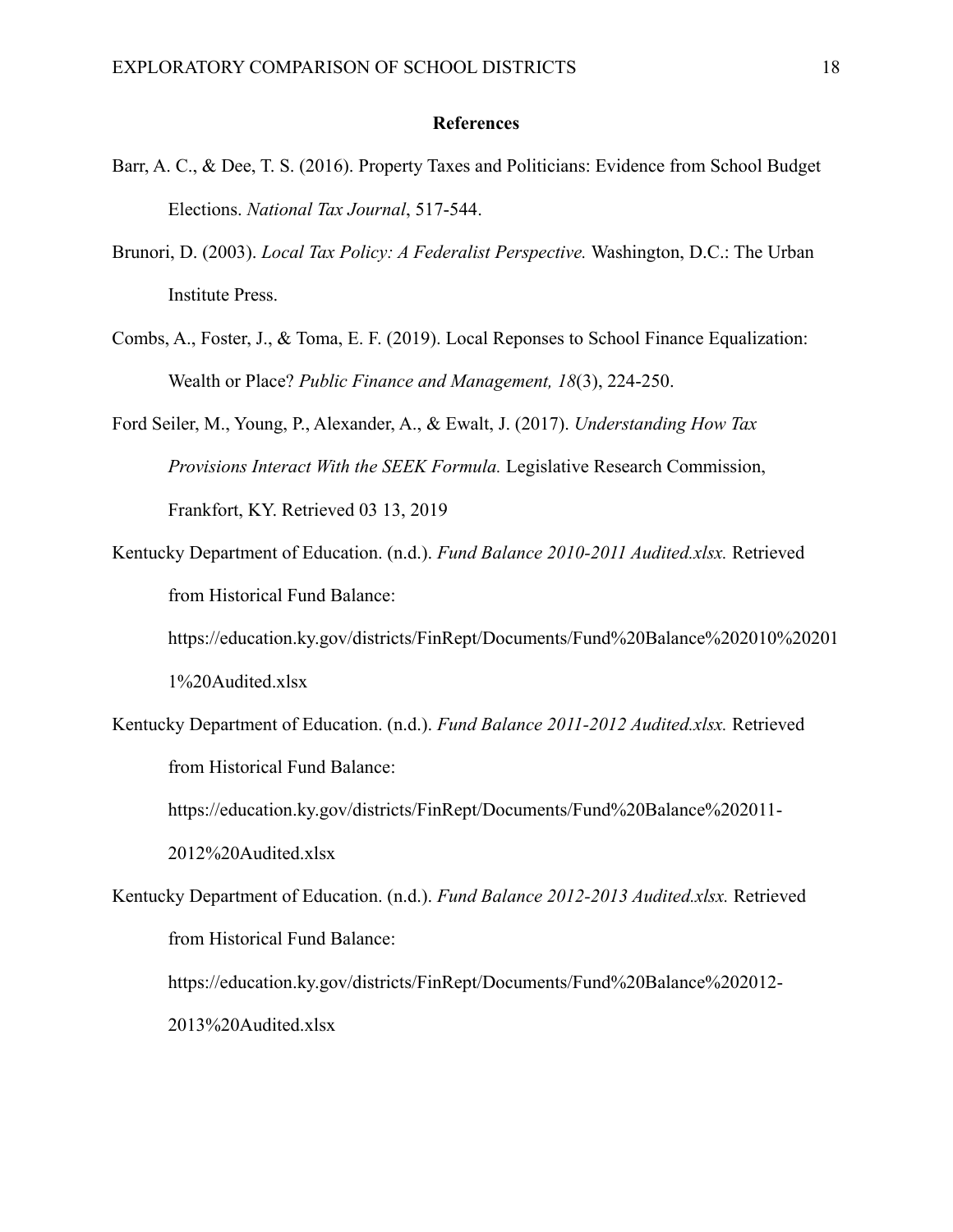## References

Barr, A. C., & Dee, T. S. (2016). Property Taxes and Politicians: Evidence from School Budget Elections. *National Tax Journal*, 517-544.

Brunori, D. (2003). *Local Tax Policy: A Federalist Perspective.* Washington, D.C.: The Urban Institute Press.

Combs, A., Foster, J., & Toma, E. F. (2019). Local Reponses to School Finance Equalization: Wealth or Place? *Public Finance and Management, 18*(3), 224-250.

Ford Seiler, M., Young, P., Alexander, A., & Ewalt, J. (2017). *Understanding How Tax Provisions Interact With the SEEK Formula.* Legislative Research Commission, Frankfort, KY. Retrieved 03 13, 2019

Kentucky Department of Education. (n.d.). *Fund Balance 2010-2011 Audited.xlsx.* Retrieved from Historical Fund Balance: https://education.ky.gov/districts/FinRept/Documents/Fund%20Balance%202010%202011%20Audited.xlsx

Kentucky Department of Education. (n.d.). *Fund Balance 2011-2012 Audited.xlsx.* Retrieved from Historical Fund Balance: https://education.ky.gov/districts/FinRept/Documents/Fund%20Balance%202011-2012%20Audited.xlsx

Kentucky Department of Education. (n.d.). *Fund Balance 2012-2013 Audited.xlsx.* Retrieved from Historical Fund Balance: https://education.ky.gov/districts/FinRept/Documents/Fund%20Balance%202012-2013%20Audited.xlsx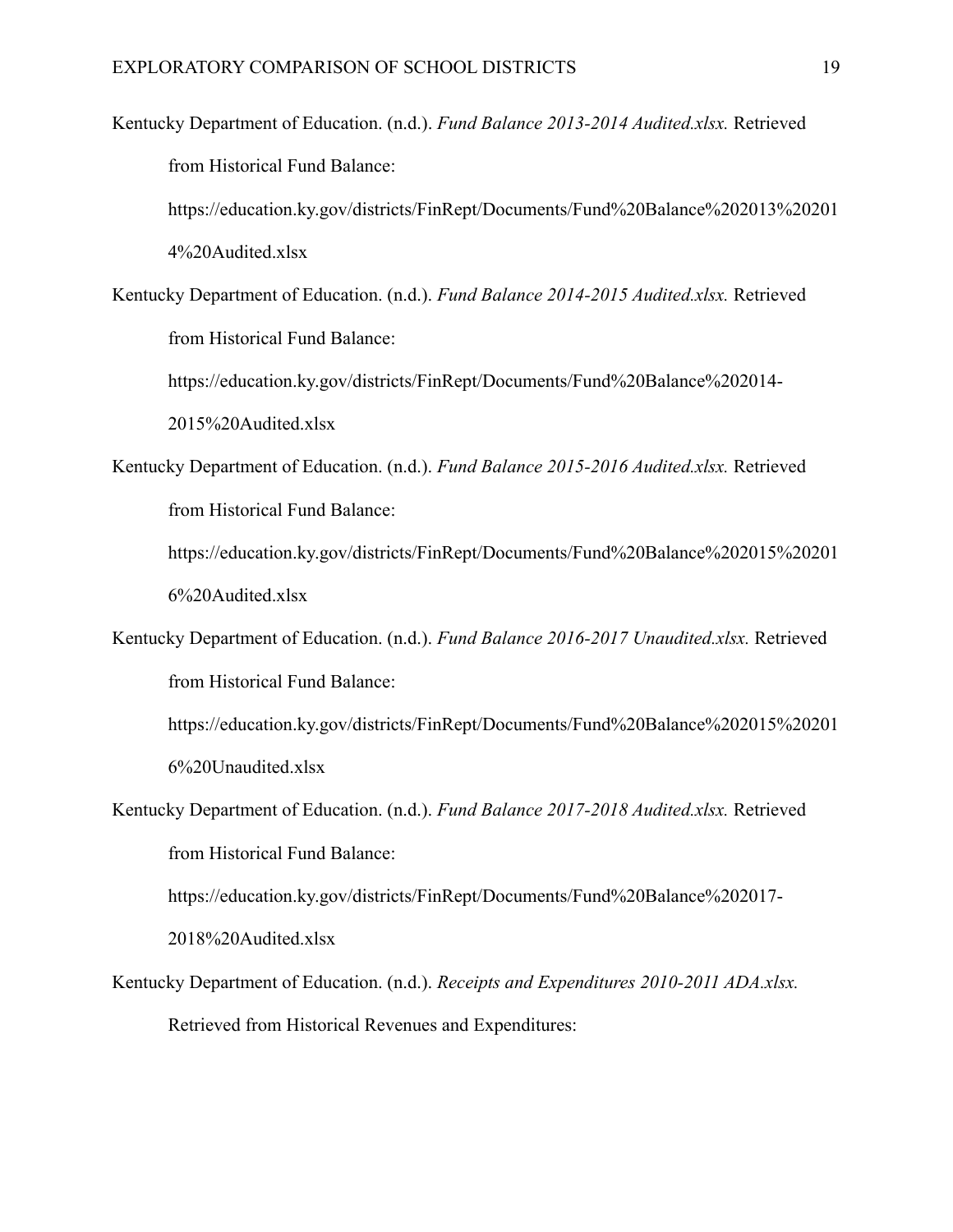Kentucky Department of Education. (n.d.). *Fund Balance 2013-2014 Audited.xlsx.* Retrieved from Historical Fund Balance: https://education.ky.gov/districts/FinRept/Documents/Fund%20Balance%202013%202014%20Audited.xlsx

Kentucky Department of Education. (n.d.). *Fund Balance 2014-2015 Audited.xlsx.* Retrieved from Historical Fund Balance: https://education.ky.gov/districts/FinRept/Documents/Fund%20Balance%202014-2015%20Audited.xlsx

Kentucky Department of Education. (n.d.). *Fund Balance 2015-2016 Audited.xlsx.* Retrieved from Historical Fund Balance: https://education.ky.gov/districts/FinRept/Documents/Fund%20Balance%202015%202016%20Audited.xlsx

Kentucky Department of Education. (n.d.). *Fund Balance 2016-2017 Unaudited.xlsx.* Retrieved from Historical Fund Balance: https://education.ky.gov/districts/FinRept/Documents/Fund%20Balance%202015%202016%20Unaudited.xlsx

Kentucky Department of Education. (n.d.). *Fund Balance 2017-2018 Audited.xlsx.* Retrieved from Historical Fund Balance: https://education.ky.gov/districts/FinRept/Documents/Fund%20Balance%202017-2018%20Audited.xlsx

Kentucky Department of Education. (n.d.). *Receipts and Expenditures 2010-2011 ADA.xlsx.* Retrieved from Historical Revenues and Expenditures: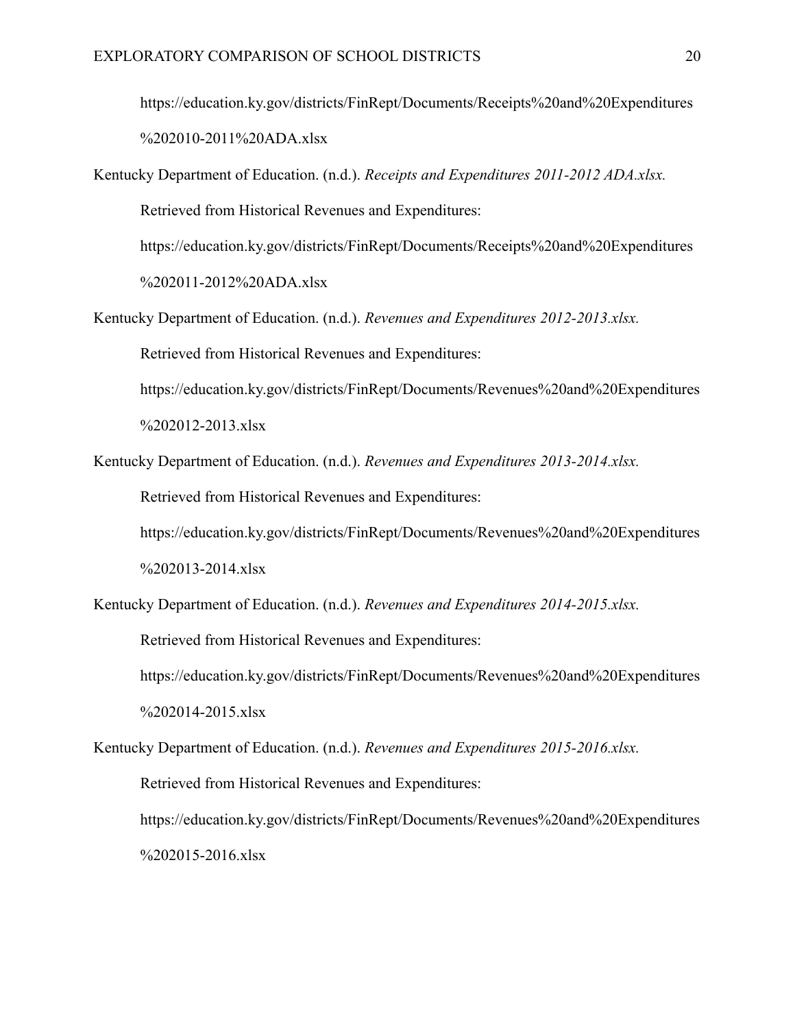https://education.ky.gov/districts/FinRept/Documents/Receipts%20and%20Expenditures%202010-2011%20ADA.xlsx

Kentucky Department of Education. (n.d.). *Receipts and Expenditures 2011-2012 ADA.xlsx.* Retrieved from Historical Revenues and Expenditures: https://education.ky.gov/districts/FinRept/Documents/Receipts%20and%20Expenditures%202011-2012%20ADA.xlsx

Kentucky Department of Education. (n.d.). *Revenues and Expenditures 2012-2013.xlsx.* Retrieved from Historical Revenues and Expenditures: https://education.ky.gov/districts/FinRept/Documents/Revenues%20and%20Expenditures%202012-2013.xlsx

Kentucky Department of Education. (n.d.). *Revenues and Expenditures 2013-2014.xlsx.* Retrieved from Historical Revenues and Expenditures: https://education.ky.gov/districts/FinRept/Documents/Revenues%20and%20Expenditures%202013-2014.xlsx

Kentucky Department of Education. (n.d.). *Revenues and Expenditures 2014-2015.xlsx.* Retrieved from Historical Revenues and Expenditures: https://education.ky.gov/districts/FinRept/Documents/Revenues%20and%20Expenditures%202014-2015.xlsx

Kentucky Department of Education. (n.d.). *Revenues and Expenditures 2015-2016.xlsx.* Retrieved from Historical Revenues and Expenditures: https://education.ky.gov/districts/FinRept/Documents/Revenues%20and%20Expenditures%202015-2016.xlsx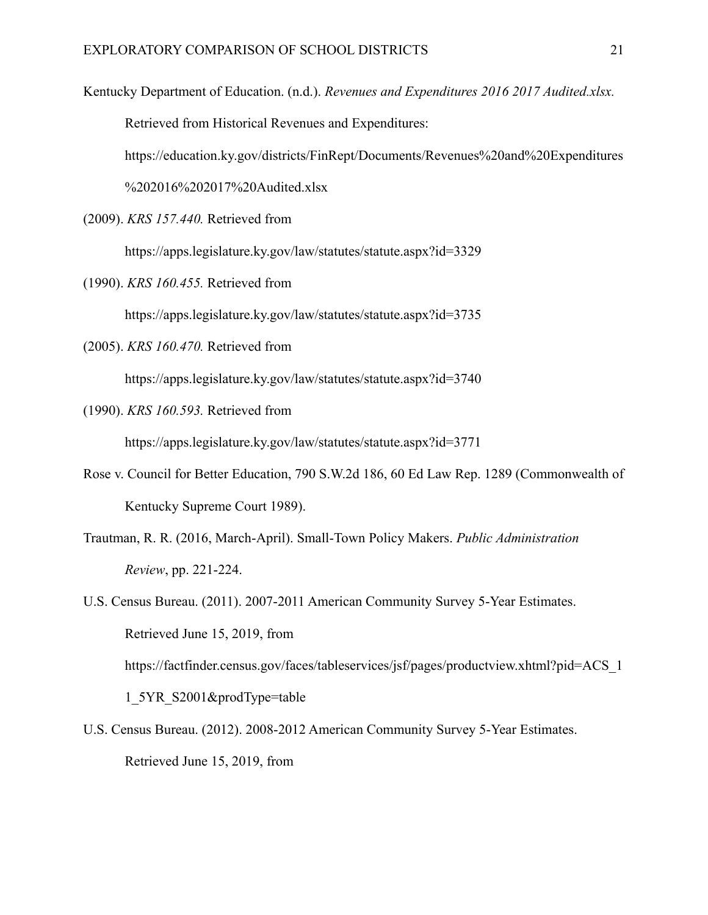Kentucky Department of Education. (n.d.). *Revenues and Expenditures 2016 2017 Audited.xlsx.* Retrieved from Historical Revenues and Expenditures: https://education.ky.gov/districts/FinRept/Documents/Revenues%20and%20Expenditures%202016%202017%20Audited.xlsx

(2009). *KRS 157.440.* Retrieved from https://apps.legislature.ky.gov/law/statutes/statute.aspx?id=3329

(1990). *KRS 160.455.* Retrieved from https://apps.legislature.ky.gov/law/statutes/statute.aspx?id=3735

(2005). *KRS 160.470.* Retrieved from https://apps.legislature.ky.gov/law/statutes/statute.aspx?id=3740

(1990). *KRS 160.593.* Retrieved from https://apps.legislature.ky.gov/law/statutes/statute.aspx?id=3771

Rose v. Council for Better Education, 790 S.W.2d 186, 60 Ed Law Rep. 1289 (Commonwealth of Kentucky Supreme Court 1989).

Trautman, R. R. (2016, March-April). Small-Town Policy Makers. *Public Administration Review*, pp. 221-224.

U.S. Census Bureau. (2011). 2007-2011 American Community Survey 5-Year Estimates. Retrieved June 15, 2019, from https://factfinder.census.gov/faces/tableservices/jsf/pages/productview.xhtml?pid=ACS_11_5YR_S2001&prodType=table

U.S. Census Bureau. (2012). 2008-2012 American Community Survey 5-Year Estimates. Retrieved June 15, 2019, from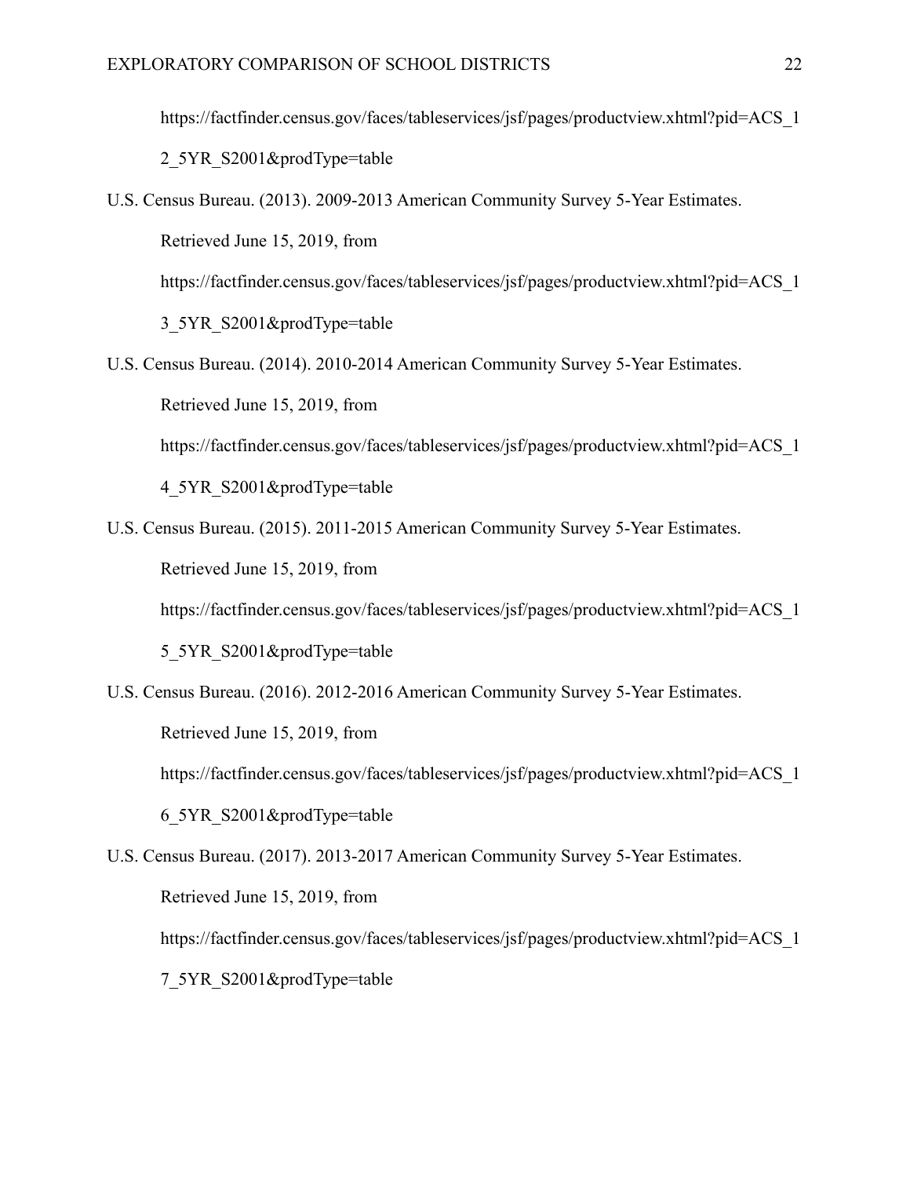https://factfinder.census.gov/faces/tableservices/jsf/pages/productview.xhtml?pid=ACS_12_5YR_S2001&prodType=table

U.S. Census Bureau. (2013). 2009-2013 American Community Survey 5-Year Estimates. Retrieved June 15, 2019, from https://factfinder.census.gov/faces/tableservices/jsf/pages/productview.xhtml?pid=ACS_13_5YR_S2001&prodType=table

U.S. Census Bureau. (2014). 2010-2014 American Community Survey 5-Year Estimates. Retrieved June 15, 2019, from https://factfinder.census.gov/faces/tableservices/jsf/pages/productview.xhtml?pid=ACS_14_5YR_S2001&prodType=table

U.S. Census Bureau. (2015). 2011-2015 American Community Survey 5-Year Estimates. Retrieved June 15, 2019, from https://factfinder.census.gov/faces/tableservices/jsf/pages/productview.xhtml?pid=ACS_15_5YR_S2001&prodType=table

U.S. Census Bureau. (2016). 2012-2016 American Community Survey 5-Year Estimates. Retrieved June 15, 2019, from https://factfinder.census.gov/faces/tableservices/jsf/pages/productview.xhtml?pid=ACS_16_5YR_S2001&prodType=table

U.S. Census Bureau. (2017). 2013-2017 American Community Survey 5-Year Estimates. Retrieved June 15, 2019, from https://factfinder.census.gov/faces/tableservices/jsf/pages/productview.xhtml?pid=ACS_17_5YR_S2001&prodType=table